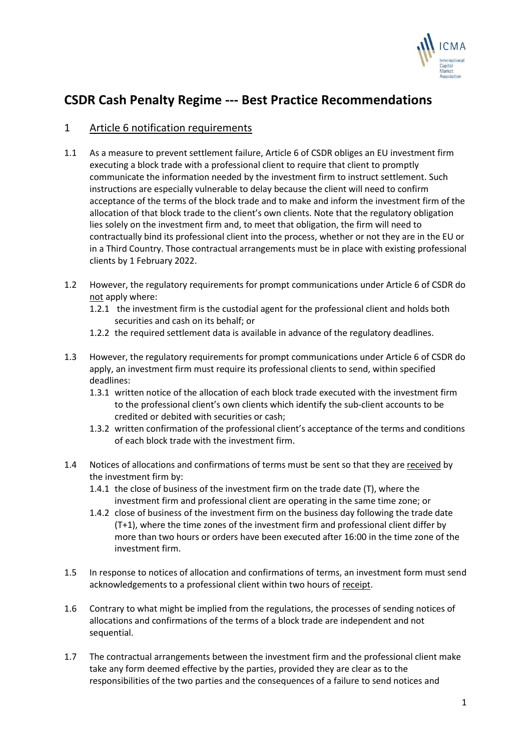# CSDR Cash Penalty Regime --- Best Practice Recommendations

## 1 Article 6 notification requirements

1.1 As a measure to prevent settlement failure, Article 6 of CSDR obliges an EU investment firm executing a block trade with a professional client to require that client to promptly communicate the information needed by the investment firm to instruct settlement. Such instructions are especially vulnerable to delay because the client will need to confirm acceptance of the terms of the block trade and to make and inform the investment firm of the allocation of that block trade to the client's own clients. Note that the regulatory obligation lies solely on the investment firm and, to meet that obligation, the firm will need to contractually bind its professional client into the process, whether or not they are in the EU or in a Third Country. Those contractual arrangements must be in place with existing professional clients by 1 February 2022.

1.2 However, the regulatory requirements for prompt communications under Article 6 of CSDR do not apply where:

- 1.2.1 the investment firm is the custodial agent for the professional client and holds both securities and cash on its behalf; or
- 1.2.2 the required settlement data is available in advance of the regulatory deadlines.

1.3 However, the regulatory requirements for prompt communications under Article 6 of CSDR do apply, an investment firm must require its professional clients to send, within specified deadlines:

- 1.3.1 written notice of the allocation of each block trade executed with the investment firm to the professional client's own clients which identify the sub-client accounts to be credited or debited with securities or cash;
- 1.3.2 written confirmation of the professional client's acceptance of the terms and conditions of each block trade with the investment firm.

1.4 Notices of allocations and confirmations of terms must be sent so that they are received by the investment firm by:

- 1.4.1 the close of business of the investment firm on the trade date (T), where the investment firm and professional client are operating in the same time zone; or
- 1.4.2 close of business of the investment firm on the business day following the trade date (T+1), where the time zones of the investment firm and professional client differ by more than two hours or orders have been executed after 16:00 in the time zone of the investment firm.

1.5 In response to notices of allocation and confirmations of terms, an investment form must send acknowledgements to a professional client within two hours of receipt.

1.6 Contrary to what might be implied from the regulations, the processes of sending notices of allocations and confirmations of the terms of a block trade are independent and not sequential.

1.7 The contractual arrangements between the investment firm and the professional client make take any form deemed effective by the parties, provided they are clear as to the responsibilities of the two parties and the consequences of a failure to send notices and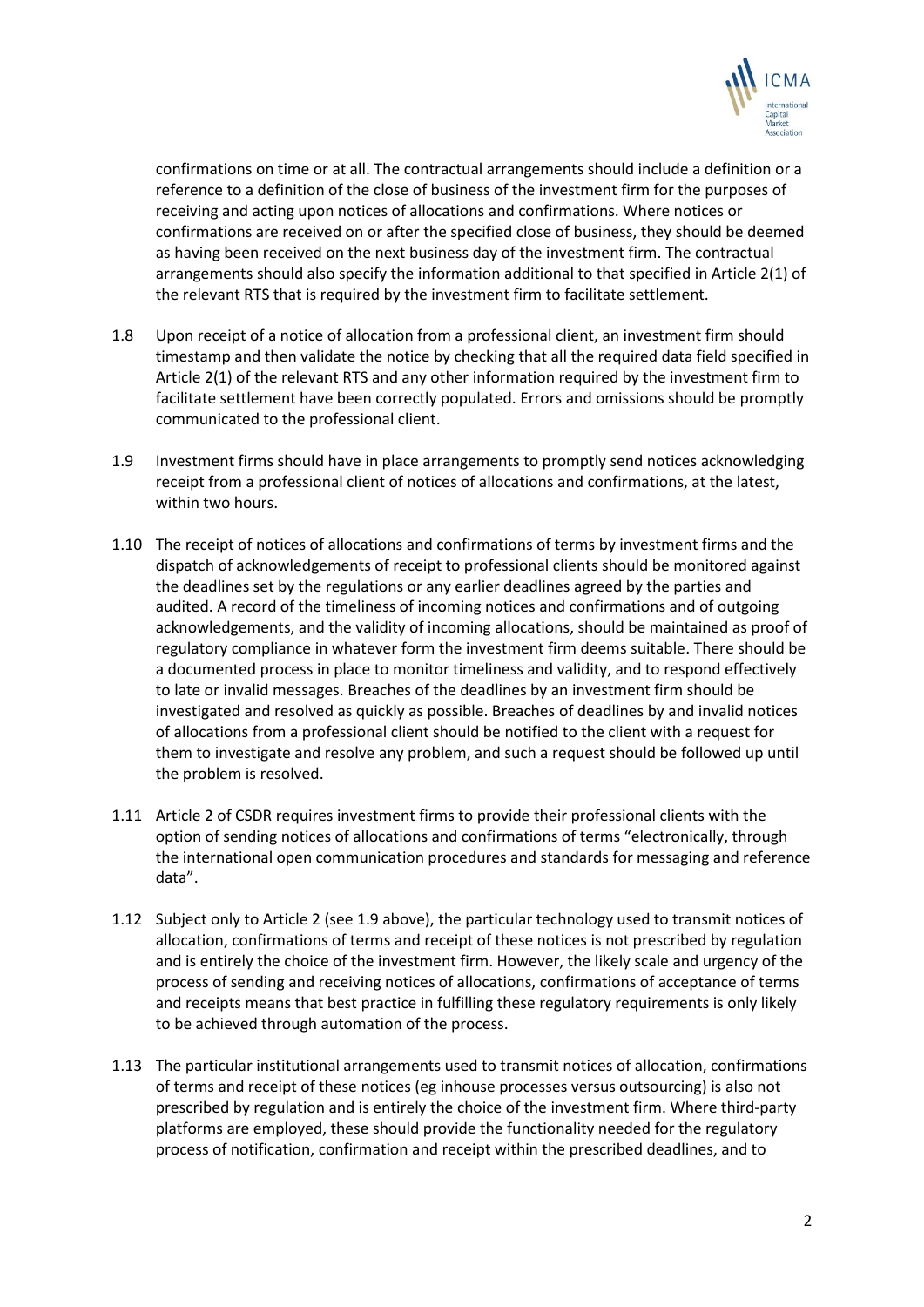confirmations on time or at all. The contractual arrangements should include a definition or a reference to a definition of the close of business of the investment firm for the purposes of receiving and acting upon notices of allocations and confirmations. Where notices or confirmations are received on or after the specified close of business, they should be deemed as having been received on the next business day of the investment firm. The contractual arrangements should also specify the information additional to that specified in Article 2(1) of the relevant RTS that is required by the investment firm to facilitate settlement.

1.8 Upon receipt of a notice of allocation from a professional client, an investment firm should timestamp and then validate the notice by checking that all the required data field specified in Article 2(1) of the relevant RTS and any other information required by the investment firm to facilitate settlement have been correctly populated. Errors and omissions should be promptly communicated to the professional client.

1.9 Investment firms should have in place arrangements to promptly send notices acknowledging receipt from a professional client of notices of allocations and confirmations, at the latest, within two hours.

1.10 The receipt of notices of allocations and confirmations of terms by investment firms and the dispatch of acknowledgements of receipt to professional clients should be monitored against the deadlines set by the regulations or any earlier deadlines agreed by the parties and audited. A record of the timeliness of incoming notices and confirmations and of outgoing acknowledgements, and the validity of incoming allocations, should be maintained as proof of regulatory compliance in whatever form the investment firm deems suitable. There should be a documented process in place to monitor timeliness and validity, and to respond effectively to late or invalid messages. Breaches of the deadlines by an investment firm should be investigated and resolved as quickly as possible. Breaches of deadlines by and invalid notices of allocations from a professional client should be notified to the client with a request for them to investigate and resolve any problem, and such a request should be followed up until the problem is resolved.

1.11 Article 2 of CSDR requires investment firms to provide their professional clients with the option of sending notices of allocations and confirmations of terms "electronically, through the international open communication procedures and standards for messaging and reference data".

1.12 Subject only to Article 2 (see 1.9 above), the particular technology used to transmit notices of allocation, confirmations of terms and receipt of these notices is not prescribed by regulation and is entirely the choice of the investment firm. However, the likely scale and urgency of the process of sending and receiving notices of allocations, confirmations of acceptance of terms and receipts means that best practice in fulfilling these regulatory requirements is only likely to be achieved through automation of the process.

1.13 The particular institutional arrangements used to transmit notices of allocation, confirmations of terms and receipt of these notices (eg inhouse processes versus outsourcing) is also not prescribed by regulation and is entirely the choice of the investment firm. Where third-party platforms are employed, these should provide the functionality needed for the regulatory process of notification, confirmation and receipt within the prescribed deadlines, and to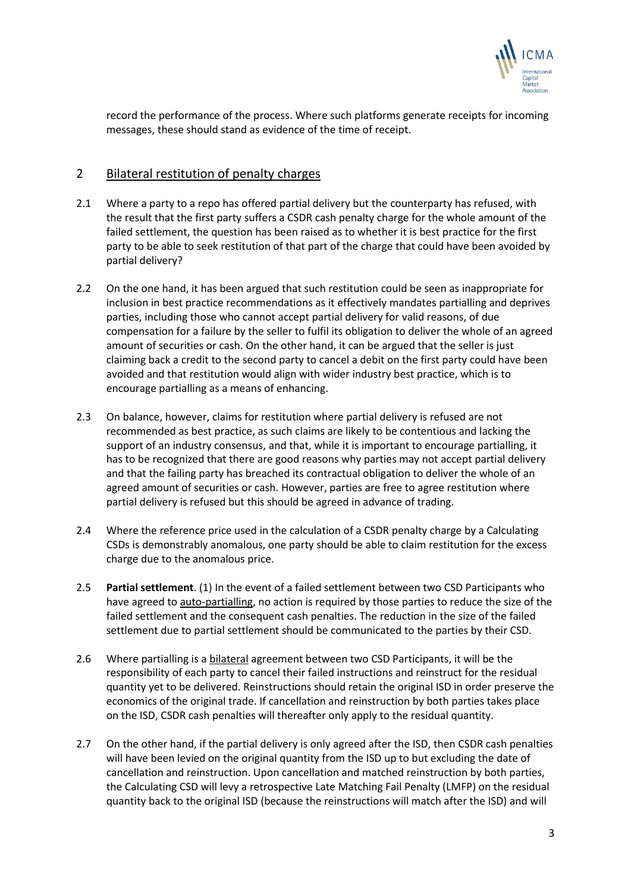record the performance of the process. Where such platforms generate receipts for incoming messages, these should stand as evidence of the time of receipt.

## 2 Bilateral restitution of penalty charges

2.1 Where a party to a repo has offered partial delivery but the counterparty has refused, with the result that the first party suffers a CSDR cash penalty charge for the whole amount of the failed settlement, the question has been raised as to whether it is best practice for the first party to be able to seek restitution of that part of the charge that could have been avoided by partial delivery?

2.2 On the one hand, it has been argued that such restitution could be seen as inappropriate for inclusion in best practice recommendations as it effectively mandates partialling and deprives parties, including those who cannot accept partial delivery for valid reasons, of due compensation for a failure by the seller to fulfil its obligation to deliver the whole of an agreed amount of securities or cash. On the other hand, it can be argued that the seller is just claiming back a credit to the second party to cancel a debit on the first party could have been avoided and that restitution would align with wider industry best practice, which is to encourage partialling as a means of enhancing.

2.3 On balance, however, claims for restitution where partial delivery is refused are not recommended as best practice, as such claims are likely to be contentious and lacking the support of an industry consensus, and that, while it is important to encourage partialling, it has to be recognized that there are good reasons why parties may not accept partial delivery and that the failing party has breached its contractual obligation to deliver the whole of an agreed amount of securities or cash. However, parties are free to agree restitution where partial delivery is refused but this should be agreed in advance of trading.

2.4 Where the reference price used in the calculation of a CSDR penalty charge by a Calculating CSDs is demonstrably anomalous, one party should be able to claim restitution for the excess charge due to the anomalous price.

2.5 **Partial settlement**. (1) In the event of a failed settlement between two CSD Participants who have agreed to auto-partialling, no action is required by those parties to reduce the size of the failed settlement and the consequent cash penalties. The reduction in the size of the failed settlement due to partial settlement should be communicated to the parties by their CSD.

2.6 Where partialling is a bilateral agreement between two CSD Participants, it will be the responsibility of each party to cancel their failed instructions and reinstruct for the residual quantity yet to be delivered. Reinstructions should retain the original ISD in order preserve the economics of the original trade. If cancellation and reinstruction by both parties takes place on the ISD, CSDR cash penalties will thereafter only apply to the residual quantity.

2.7 On the other hand, if the partial delivery is only agreed after the ISD, then CSDR cash penalties will have been levied on the original quantity from the ISD up to but excluding the date of cancellation and reinstruction. Upon cancellation and matched reinstruction by both parties, the Calculating CSD will levy a retrospective Late Matching Fail Penalty (LMFP) on the residual quantity back to the original ISD (because the reinstructions will match after the ISD) and will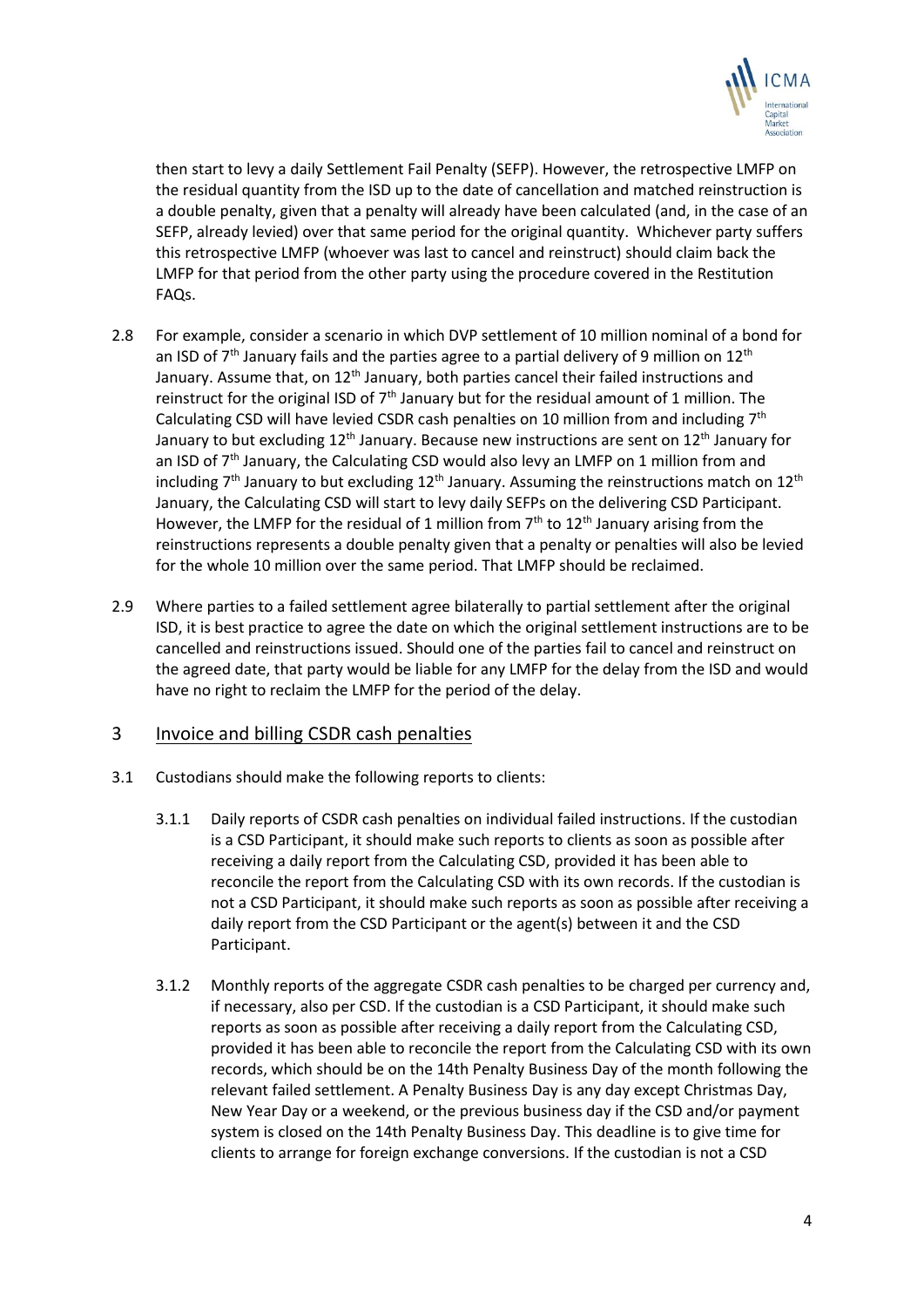then start to levy a daily Settlement Fail Penalty (SEFP). However, the retrospective LMFP on the residual quantity from the ISD up to the date of cancellation and matched reinstruction is a double penalty, given that a penalty will already have been calculated (and, in the case of an SEFP, already levied) over that same period for the original quantity. Whichever party suffers this retrospective LMFP (whoever was last to cancel and reinstruct) should claim back the LMFP for that period from the other party using the procedure covered in the Restitution FAQs.

2.8 For example, consider a scenario in which DVP settlement of 10 million nominal of a bond for an ISD of 7th January fails and the parties agree to a partial delivery of 9 million on 12th January. Assume that, on 12th January, both parties cancel their failed instructions and reinstruct for the original ISD of 7th January but for the residual amount of 1 million. The Calculating CSD will have levied CSDR cash penalties on 10 million from and including 7th January to but excluding 12th January. Because new instructions are sent on 12th January for an ISD of 7th January, the Calculating CSD would also levy an LMFP on 1 million from and including 7th January to but excluding 12th January. Assuming the reinstructions match on 12th January, the Calculating CSD will start to levy daily SEFPs on the delivering CSD Participant. However, the LMFP for the residual of 1 million from 7th to 12th January arising from the reinstructions represents a double penalty given that a penalty or penalties will also be levied for the whole 10 million over the same period. That LMFP should be reclaimed.

2.9 Where parties to a failed settlement agree bilaterally to partial settlement after the original ISD, it is best practice to agree the date on which the original settlement instructions are to be cancelled and reinstructions issued. Should one of the parties fail to cancel and reinstruct on the agreed date, that party would be liable for any LMFP for the delay from the ISD and would have no right to reclaim the LMFP for the period of the delay.

## 3 Invoice and billing CSDR cash penalties

3.1 Custodians should make the following reports to clients:

3.1.1 Daily reports of CSDR cash penalties on individual failed instructions. If the custodian is a CSD Participant, it should make such reports to clients as soon as possible after receiving a daily report from the Calculating CSD, provided it has been able to reconcile the report from the Calculating CSD with its own records. If the custodian is not a CSD Participant, it should make such reports as soon as possible after receiving a daily report from the CSD Participant or the agent(s) between it and the CSD Participant.

3.1.2 Monthly reports of the aggregate CSDR cash penalties to be charged per currency and, if necessary, also per CSD. If the custodian is a CSD Participant, it should make such reports as soon as possible after receiving a daily report from the Calculating CSD, provided it has been able to reconcile the report from the Calculating CSD with its own records, which should be on the 14th Penalty Business Day of the month following the relevant failed settlement. A Penalty Business Day is any day except Christmas Day, New Year Day or a weekend, or the previous business day if the CSD and/or payment system is closed on the 14th Penalty Business Day. This deadline is to give time for clients to arrange for foreign exchange conversions. If the custodian is not a CSD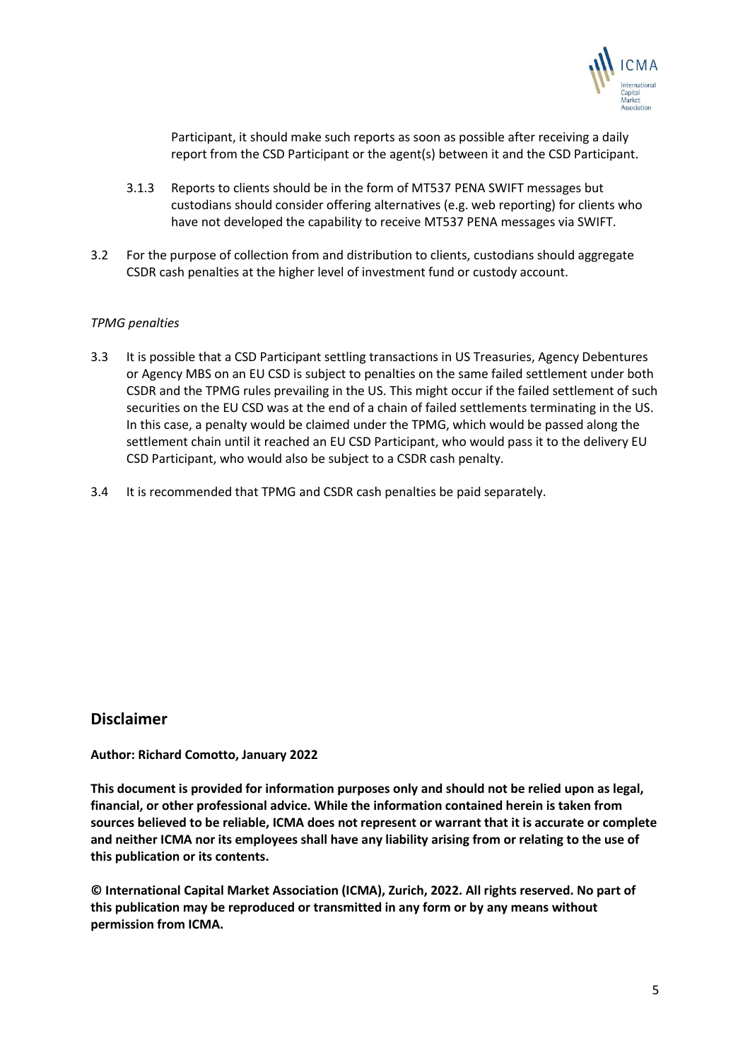Participant, it should make such reports as soon as possible after receiving a daily report from the CSD Participant or the agent(s) between it and the CSD Participant.

3.1.3 Reports to clients should be in the form of MT537 PENA SWIFT messages but custodians should consider offering alternatives (e.g. web reporting) for clients who have not developed the capability to receive MT537 PENA messages via SWIFT.

3.2 For the purpose of collection from and distribution to clients, custodians should aggregate CSDR cash penalties at the higher level of investment fund or custody account.

*TPMG penalties*

3.3 It is possible that a CSD Participant settling transactions in US Treasuries, Agency Debentures or Agency MBS on an EU CSD is subject to penalties on the same failed settlement under both CSDR and the TPMG rules prevailing in the US. This might occur if the failed settlement of such securities on the EU CSD was at the end of a chain of failed settlements terminating in the US. In this case, a penalty would be claimed under the TPMG, which would be passed along the settlement chain until it reached an EU CSD Participant, who would pass it to the delivery EU CSD Participant, who would also be subject to a CSDR cash penalty.

3.4 It is recommended that TPMG and CSDR cash penalties be paid separately.

## Disclaimer

**Author: Richard Comotto, January 2022**

**This document is provided for information purposes only and should not be relied upon as legal, financial, or other professional advice. While the information contained herein is taken from sources believed to be reliable, ICMA does not represent or warrant that it is accurate or complete and neither ICMA nor its employees shall have any liability arising from or relating to the use of this publication or its contents.**

**© International Capital Market Association (ICMA), Zurich, 2022. All rights reserved. No part of this publication may be reproduced or transmitted in any form or by any means without permission from ICMA.**